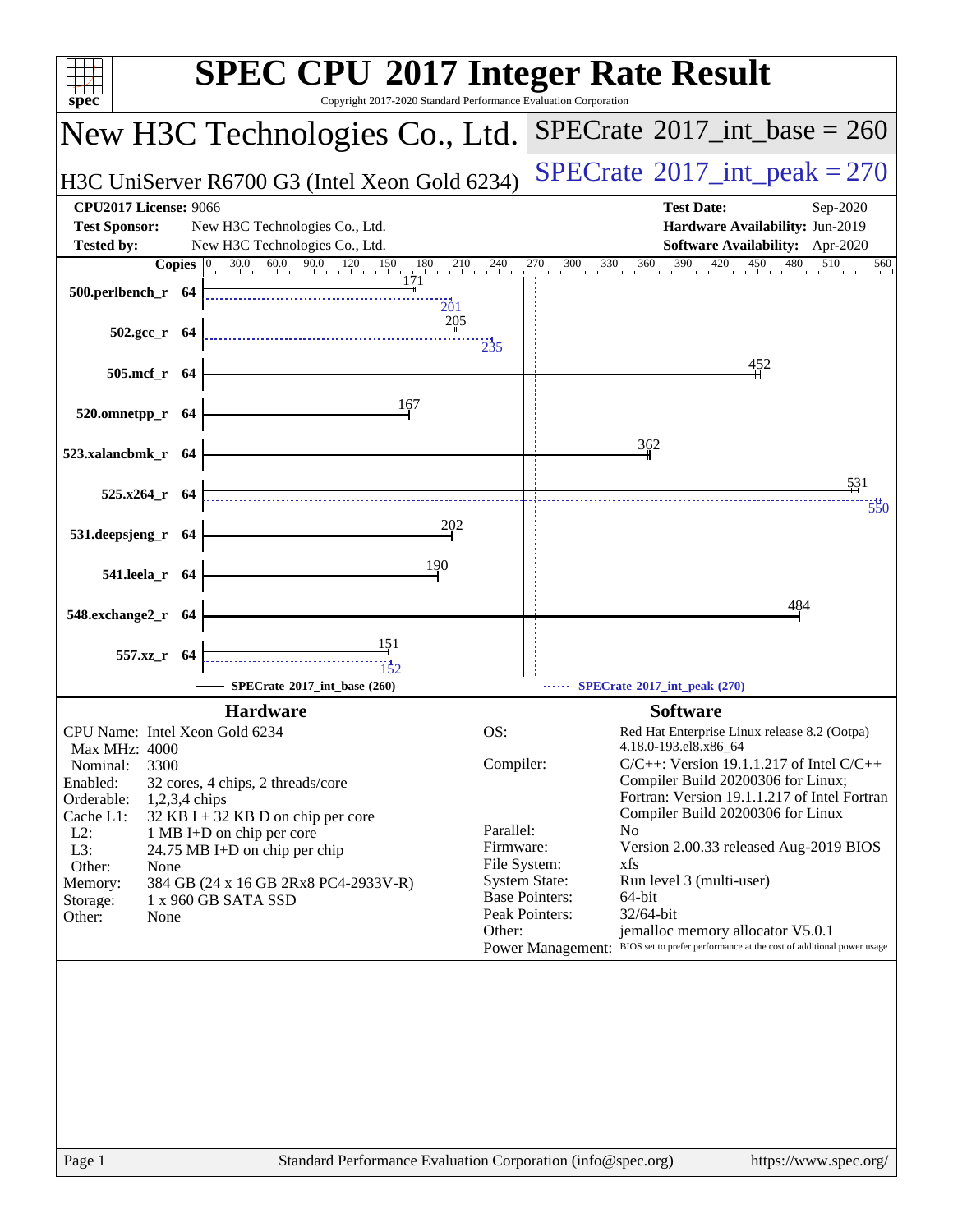# SPEC CPU 2017 Integer Rate Result

Copyright 2017-2020 Standard Performance Evaluation Corporation

## New H3C Technologies Co., Ltd.

## H3C UniServer R6700 G3 (Intel Xeon Gold 6234)

**SPECrate 2017_int_base = 260**

**SPECrate 2017_int_peak = 270**

| | | | |
|---|---|---|---|
| **CPU2017 License:** | 9066 | **Test Date:** | Sep-2020 |
| **Test Sponsor:** | New H3C Technologies Co., Ltd. | **Hardware Availability:** | Jun-2019 |
| **Tested by:** | New H3C Technologies Co., Ltd. | **Software Availability:** | Apr-2020 |

| Benchmark | Copies | SPECrate 2017_int_base (260) | SPECrate 2017_int_peak (270) |
|---|---|---|---|
| 500.perlbench_r | 64 | 171 | 201 |
| 502.gcc_r | 64 | 205 | 235 |
| 505.mcf_r | 64 | 452 | |
| 520.omnetpp_r | 64 | 167 | |
| 523.xalancbmk_r | 64 | 362 | |
| 525.x264_r | 64 | 531 | 550 |
| 531.deepsjeng_r | 64 | 202 | |
| 541.leela_r | 64 | 190 | |
| 548.exchange2_r | 64 | 484 | |
| 557.xz_r | 64 | 151 | 152 |

### Hardware

| | |
|---|---|
| CPU Name: | Intel Xeon Gold 6234 |
| Max MHz: | 4000 |
| Nominal: | 3300 |
| Enabled: | 32 cores, 4 chips, 2 threads/core |
| Orderable: | 1,2,3,4 chips |
| Cache L1: | 32 KB I + 32 KB D on chip per core |
| L2: | 1 MB I+D on chip per core |
| L3: | 24.75 MB I+D on chip per chip |
| Other: | None |
| Memory: | 384 GB (24 x 16 GB 2Rx8 PC4-2933V-R) |
| Storage: | 1 x 960 GB SATA SSD |
| Other: | None |

### Software

| | |
|---|---|
| OS: | Red Hat Enterprise Linux release 8.2 (Ootpa) 4.18.0-193.el8.x86_64 |
| Compiler: | C/C++: Version 19.1.1.217 of Intel C/C++ Compiler Build 20200306 for Linux; Fortran: Version 19.1.1.217 of Intel Fortran Compiler Build 20200306 for Linux |
| Parallel: | No |
| Firmware: | Version 2.00.33 released Aug-2019 BIOS |
| File System: | xfs |
| System State: | Run level 3 (multi-user) |
| Base Pointers: | 64-bit |
| Peak Pointers: | 32/64-bit |
| Other: | jemalloc memory allocator V5.0.1 |
| Power Management: | BIOS set to prefer performance at the cost of additional power usage |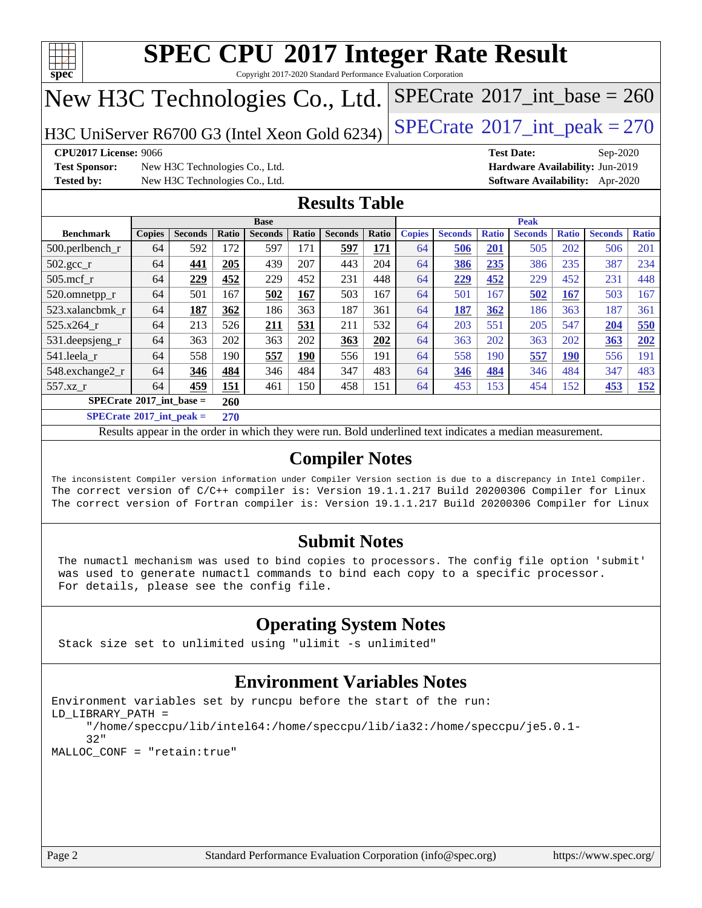# SPEC CPU 2017 Integer Rate Result

Copyright 2017-2020 Standard Performance Evaluation Corporation

## New H3C Technologies Co., Ltd.

H3C UniServer R6700 G3 (Intel Xeon Gold 6234)

SPECrate 2017_int_base = 260

SPECrate 2017_int_peak = 270

**CPU2017 License:** 9066
**Test Sponsor:** New H3C Technologies Co., Ltd.
**Tested by:** New H3C Technologies Co., Ltd.

**Test Date:** Sep-2020
**Hardware Availability:** Jun-2019
**Software Availability:** Apr-2020

## Results Table

| Benchmark | Base | | | | | | | Peak | | | | | | |
|---|---|---|---|---|---|---|---|---|---|---|---|---|---|---|
| | Copies | Seconds | Ratio | Seconds | Ratio | Seconds | Ratio | Copies | Seconds | Ratio | Seconds | Ratio | Seconds | Ratio |
| 500.perlbench_r | 64 | 592 | 172 | 597 | 171 | **597** | **171** | 64 | **506** | **201** | 505 | 202 | 506 | 201 |
| 502.gcc_r | 64 | **441** | **205** | 439 | 207 | 443 | 204 | 64 | **386** | **235** | 386 | 235 | 387 | 234 |
| 505.mcf_r | 64 | **229** | **452** | 229 | 452 | 231 | 448 | 64 | **229** | **452** | 229 | 452 | 231 | 448 |
| 520.omnetpp_r | 64 | 501 | 167 | **502** | **167** | 503 | 167 | 64 | 501 | 167 | **502** | **167** | 503 | 167 |
| 523.xalancbmk_r | 64 | **187** | **362** | 186 | 363 | 187 | 361 | 64 | **187** | **362** | 186 | 363 | 187 | 361 |
| 525.x264_r | 64 | 213 | 526 | **211** | **531** | 211 | 532 | 64 | 203 | 551 | 205 | 547 | **204** | **550** |
| 531.deepsjeng_r | 64 | 363 | 202 | 363 | 202 | **363** | **202** | 64 | 363 | 202 | 363 | 202 | **363** | **202** |
| 541.leela_r | 64 | 558 | 190 | **557** | **190** | 556 | 191 | 64 | 558 | 190 | **557** | **190** | 556 | 191 |
| 548.exchange2_r | 64 | **346** | **484** | 346 | 484 | 347 | 483 | 64 | **346** | **484** | 346 | 484 | 347 | 483 |
| 557.xz_r | 64 | **459** | **151** | 461 | 150 | 458 | 151 | 64 | 453 | 153 | 454 | 152 | **453** | **152** |

**SPECrate 2017_int_base = 260**

**SPECrate 2017_int_peak = 270**

Results appear in the order in which they were run. Bold underlined text indicates a median measurement.

## Compiler Notes

The inconsistent Compiler version information under Compiler Version section is due to a discrepancy in Intel Compiler.
The correct version of C/C++ compiler is: Version 19.1.1.217 Build 20200306 Compiler for Linux
The correct version of Fortran compiler is: Version 19.1.1.217 Build 20200306 Compiler for Linux

## Submit Notes

The numactl mechanism was used to bind copies to processors. The config file option 'submit' was used to generate numactl commands to bind each copy to a specific processor.
For details, please see the config file.

## Operating System Notes

Stack size set to unlimited using "ulimit -s unlimited"

## Environment Variables Notes

```
Environment variables set by runcpu before the start of the run:
LD_LIBRARY_PATH =
     "/home/speccpu/lib/intel64:/home/speccpu/lib/ia32:/home/speccpu/je5.0.1-
     32"
MALLOC_CONF = "retain:true"
```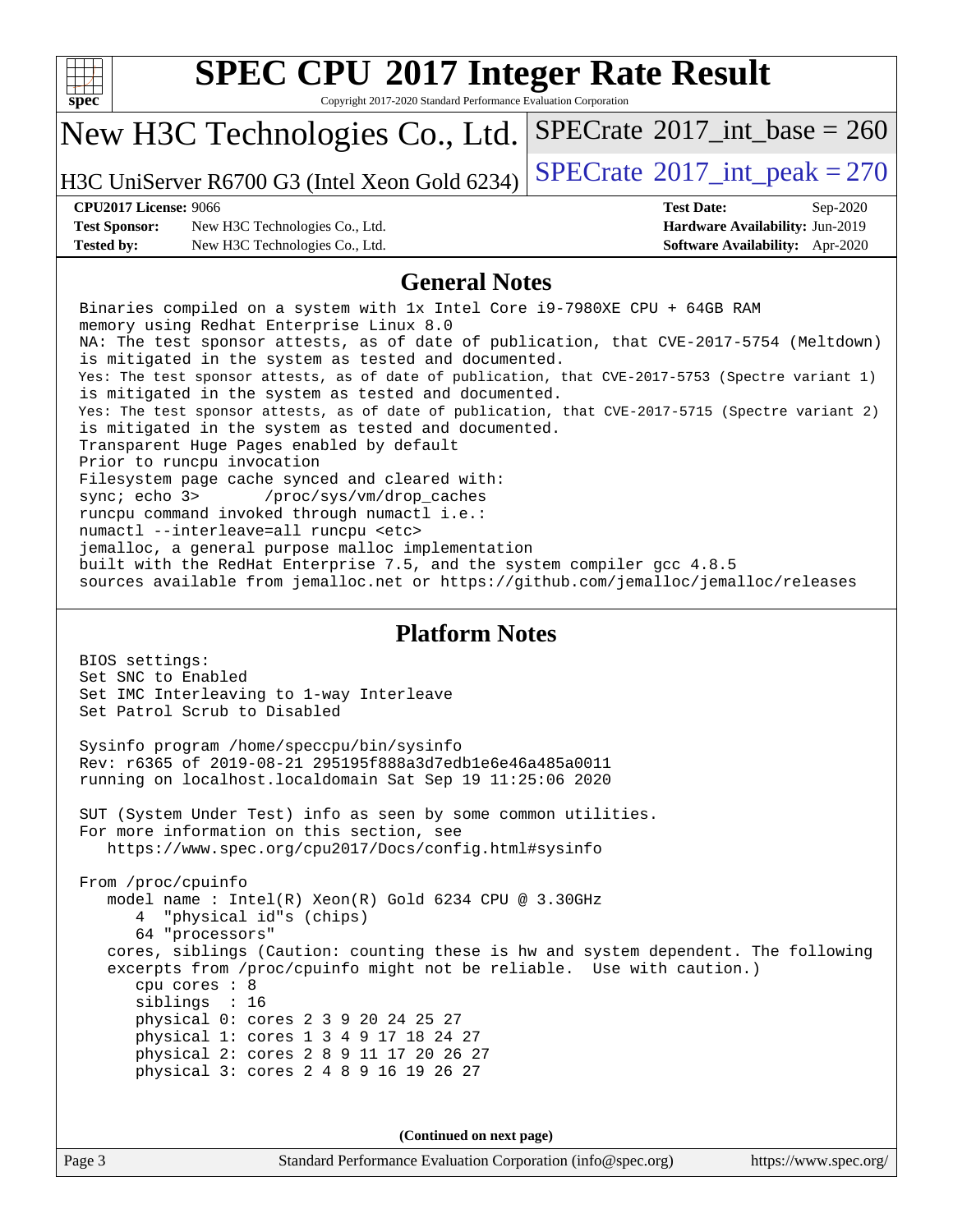# SPEC CPU 2017 Integer Rate Result

Copyright 2017-2020 Standard Performance Evaluation Corporation

## New H3C Technologies Co., Ltd.

H3C UniServer R6700 G3 (Intel Xeon Gold 6234)

SPECrate 2017_int_base = 260

SPECrate 2017_int_peak = 270

**CPU2017 License:** 9066
**Test Sponsor:** New H3C Technologies Co., Ltd.
**Tested by:** New H3C Technologies Co., Ltd.

**Test Date:** Sep-2020
**Hardware Availability:** Jun-2019
**Software Availability:** Apr-2020

## General Notes

```
Binaries compiled on a system with 1x Intel Core i9-7980XE CPU + 64GB RAM
memory using Redhat Enterprise Linux 8.0
NA: The test sponsor attests, as of date of publication, that CVE-2017-5754 (Meltdown)
is mitigated in the system as tested and documented.
Yes: The test sponsor attests, as of date of publication, that CVE-2017-5753 (Spectre variant 1)
is mitigated in the system as tested and documented.
Yes: The test sponsor attests, as of date of publication, that CVE-2017-5715 (Spectre variant 2)
is mitigated in the system as tested and documented.
Transparent Huge Pages enabled by default
Prior to runcpu invocation
Filesystem page cache synced and cleared with:
sync; echo 3>       /proc/sys/vm/drop_caches
runcpu command invoked through numactl i.e.:
numactl --interleave=all runcpu <etc>
jemalloc, a general purpose malloc implementation
built with the RedHat Enterprise 7.5, and the system compiler gcc 4.8.5
sources available from jemalloc.net or https://github.com/jemalloc/jemalloc/releases
```

## Platform Notes

```
BIOS settings:
Set SNC to Enabled
Set IMC Interleaving to 1-way Interleave
Set Patrol Scrub to Disabled

Sysinfo program /home/speccpu/bin/sysinfo
Rev: r6365 of 2019-08-21 295195f888a3d7edb1e6e46a485a0011
running on localhost.localdomain Sat Sep 19 11:25:06 2020

SUT (System Under Test) info as seen by some common utilities.
For more information on this section, see
   https://www.spec.org/cpu2017/Docs/config.html#sysinfo

From /proc/cpuinfo
   model name : Intel(R) Xeon(R) Gold 6234 CPU @ 3.30GHz
      4  "physical id"s (chips)
      64 "processors"
   cores, siblings (Caution: counting these is hw and system dependent. The following
   excerpts from /proc/cpuinfo might not be reliable.  Use with caution.)
      cpu cores : 8
      siblings  : 16
      physical 0: cores 2 3 9 20 24 25 27
      physical 1: cores 1 3 4 9 17 18 24 27
      physical 2: cores 2 8 9 11 17 20 26 27
      physical 3: cores 2 4 8 9 16 19 26 27
```

**(Continued on next page)**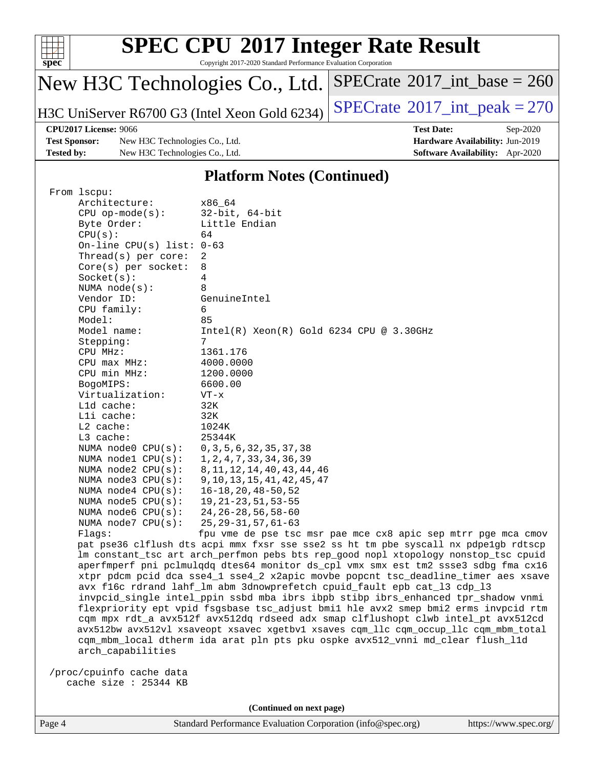## Platform Notes (Continued)

```
From lscpu:
     Architecture:        x86_64
     CPU op-mode(s):      32-bit, 64-bit
     Byte Order:          Little Endian
     CPU(s):              64
     On-line CPU(s) list: 0-63
     Thread(s) per core:  2
     Core(s) per socket:  8
     Socket(s):           4
     NUMA node(s):        8
     Vendor ID:           GenuineIntel
     CPU family:          6
     Model:               85
     Model name:          Intel(R) Xeon(R) Gold 6234 CPU @ 3.30GHz
     Stepping:            7
     CPU MHz:             1361.176
     CPU max MHz:         4000.0000
     CPU min MHz:         1200.0000
     BogoMIPS:            6600.00
     Virtualization:      VT-x
     L1d cache:           32K
     L1i cache:           32K
     L2 cache:            1024K
     L3 cache:            25344K
     NUMA node0 CPU(s):   0,3,5,6,32,35,37,38
     NUMA node1 CPU(s):   1,2,4,7,33,34,36,39
     NUMA node2 CPU(s):   8,11,12,14,40,43,44,46
     NUMA node3 CPU(s):   9,10,13,15,41,42,45,47
     NUMA node4 CPU(s):   16-18,20,48-50,52
     NUMA node5 CPU(s):   19,21-23,51,53-55
     NUMA node6 CPU(s):   24,26-28,56,58-60
     NUMA node7 CPU(s):   25,29-31,57,61-63
     Flags:               fpu vme de pse tsc msr pae mce cx8 apic sep mtrr pge mca cmov
     pat pse36 clflush dts acpi mmx fxsr sse sse2 ss ht tm pbe syscall nx pdpe1gb rdtscp
     lm constant_tsc art arch_perfmon pebs bts rep_good nopl xtopology nonstop_tsc cpuid
     aperfmperf pni pclmulqdq dtes64 monitor ds_cpl vmx smx est tm2 ssse3 sdbg fma cx16
     xtpr pdcm pcid dca sse4_1 sse4_2 x2apic movbe popcnt tsc_deadline_timer aes xsave
     avx f16c rdrand lahf_lm abm 3dnowprefetch cpuid_fault epb cat_l3 cdp_l3
     invpcid_single intel_ppin ssbd mba ibrs ibpb stibp ibrs_enhanced tpr_shadow vnmi
     flexpriority ept vpid fsgsbase tsc_adjust bmi1 hle avx2 smep bmi2 erms invpcid rtm
     cqm mpx rdt_a avx512f avx512dq rdseed adx smap clflushopt clwb intel_pt avx512cd
     avx512bw avx512vl xsaveopt xsavec xgetbv1 xsaves cqm_llc cqm_occup_llc cqm_mbm_total
     cqm_mbm_local dtherm ida arat pln pts pku ospke avx512_vnni md_clear flush_l1d
     arch_capabilities

 /proc/cpuinfo cache data
    cache size : 25344 KB
```

(Continued on next page)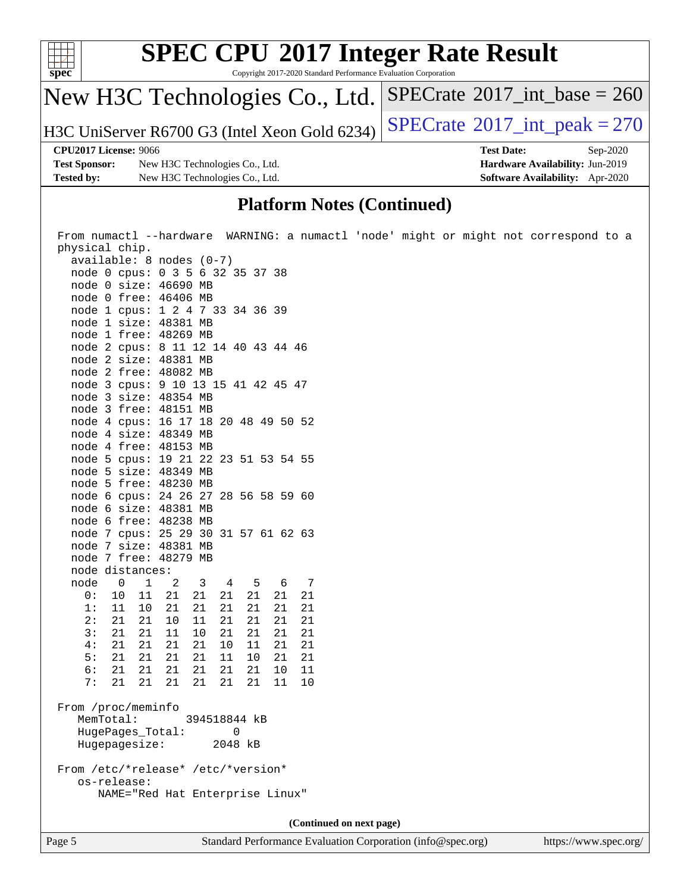## Platform Notes (Continued)

```
From numactl --hardware  WARNING: a numactl 'node' might or might not correspond to a
physical chip.
  available: 8 nodes (0-7)
  node 0 cpus: 0 3 5 6 32 35 37 38
  node 0 size: 46690 MB
  node 0 free: 46406 MB
  node 1 cpus: 1 2 4 7 33 34 36 39
  node 1 size: 48381 MB
  node 1 free: 48269 MB
  node 2 cpus: 8 11 12 14 40 43 44 46
  node 2 size: 48381 MB
  node 2 free: 48082 MB
  node 3 cpus: 9 10 13 15 41 42 45 47
  node 3 size: 48354 MB
  node 3 free: 48151 MB
  node 4 cpus: 16 17 18 20 48 49 50 52
  node 4 size: 48349 MB
  node 4 free: 48153 MB
  node 5 cpus: 19 21 22 23 51 53 54 55
  node 5 size: 48349 MB
  node 5 free: 48230 MB
  node 6 cpus: 24 26 27 28 56 58 59 60
  node 6 size: 48381 MB
  node 6 free: 48238 MB
  node 7 cpus: 25 29 30 31 57 61 62 63
  node 7 size: 48381 MB
  node 7 free: 48279 MB
  node distances:
  node   0   1   2   3   4   5   6   7
    0:  10  11  21  21  21  21  21  21
    1:  11  10  21  21  21  21  21  21
    2:  21  21  10  11  21  21  21  21
    3:  21  21  11  10  21  21  21  21
    4:  21  21  21  21  10  11  21  21
    5:  21  21  21  21  11  10  21  21
    6:  21  21  21  21  21  21  10  11
    7:  21  21  21  21  21  21  11  10

From /proc/meminfo
   MemTotal:       394518844 kB
   HugePages_Total:        0
   Hugepagesize:        2048 kB

From /etc/*release* /etc/*version*
   os-release:
      NAME="Red Hat Enterprise Linux"
```

**(Continued on next page)**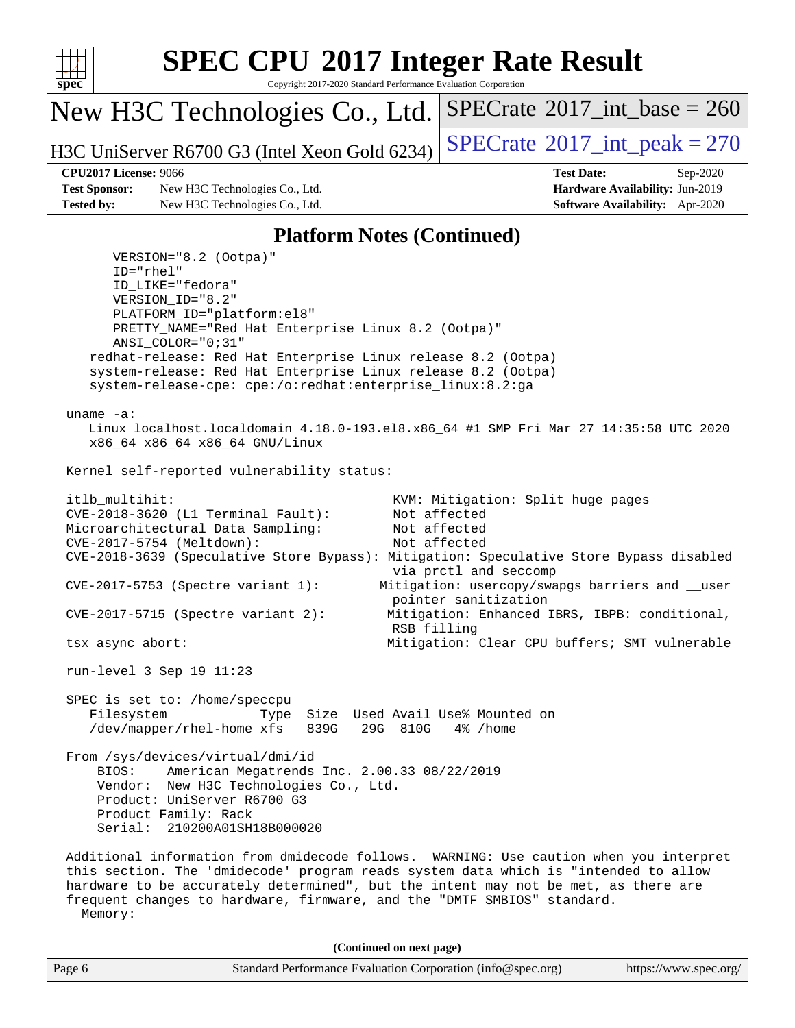## Platform Notes (Continued)

```
      VERSION="8.2 (Ootpa)"
      ID="rhel"
      ID_LIKE="fedora"
      VERSION_ID="8.2"
      PLATFORM_ID="platform:el8"
      PRETTY_NAME="Red Hat Enterprise Linux 8.2 (Ootpa)"
      ANSI_COLOR="0;31"
   redhat-release: Red Hat Enterprise Linux release 8.2 (Ootpa)
   system-release: Red Hat Enterprise Linux release 8.2 (Ootpa)
   system-release-cpe: cpe:/o:redhat:enterprise_linux:8.2:ga

uname -a:
   Linux localhost.localdomain 4.18.0-193.el8.x86_64 #1 SMP Fri Mar 27 14:35:58 UTC 2020
   x86_64 x86_64 x86_64 GNU/Linux

Kernel self-reported vulnerability status:

itlb_multihit:                                   KVM: Mitigation: Split huge pages
CVE-2018-3620 (L1 Terminal Fault):               Not affected
Microarchitectural Data Sampling:                Not affected
CVE-2017-5754 (Meltdown):                        Not affected
CVE-2018-3639 (Speculative Store Bypass): Mitigation: Speculative Store Bypass disabled
                                                 via prctl and seccomp
CVE-2017-5753 (Spectre variant 1):             Mitigation: usercopy/swapgs barriers and __user
                                                 pointer sanitization
CVE-2017-5715 (Spectre variant 2):              Mitigation: Enhanced IBRS, IBPB: conditional,
                                                 RSB filling
tsx_async_abort:                                Mitigation: Clear CPU buffers; SMT vulnerable

run-level 3 Sep 19 11:23

SPEC is set to: /home/speccpu
   Filesystem            Type  Size  Used Avail Use% Mounted on
   /dev/mapper/rhel-home xfs   839G   29G  810G   4% /home

From /sys/devices/virtual/dmi/id
    BIOS:    American Megatrends Inc. 2.00.33 08/22/2019
    Vendor:  New H3C Technologies Co., Ltd.
    Product: UniServer R6700 G3
    Product Family: Rack
    Serial:  210200A01SH18B000020

Additional information from dmidecode follows.  WARNING: Use caution when you interpret
this section. The 'dmidecode' program reads system data which is "intended to allow
hardware to be accurately determined", but the intent may not be met, as there are
frequent changes to hardware, firmware, and the "DMTF SMBIOS" standard.
  Memory:
```

(Continued on next page)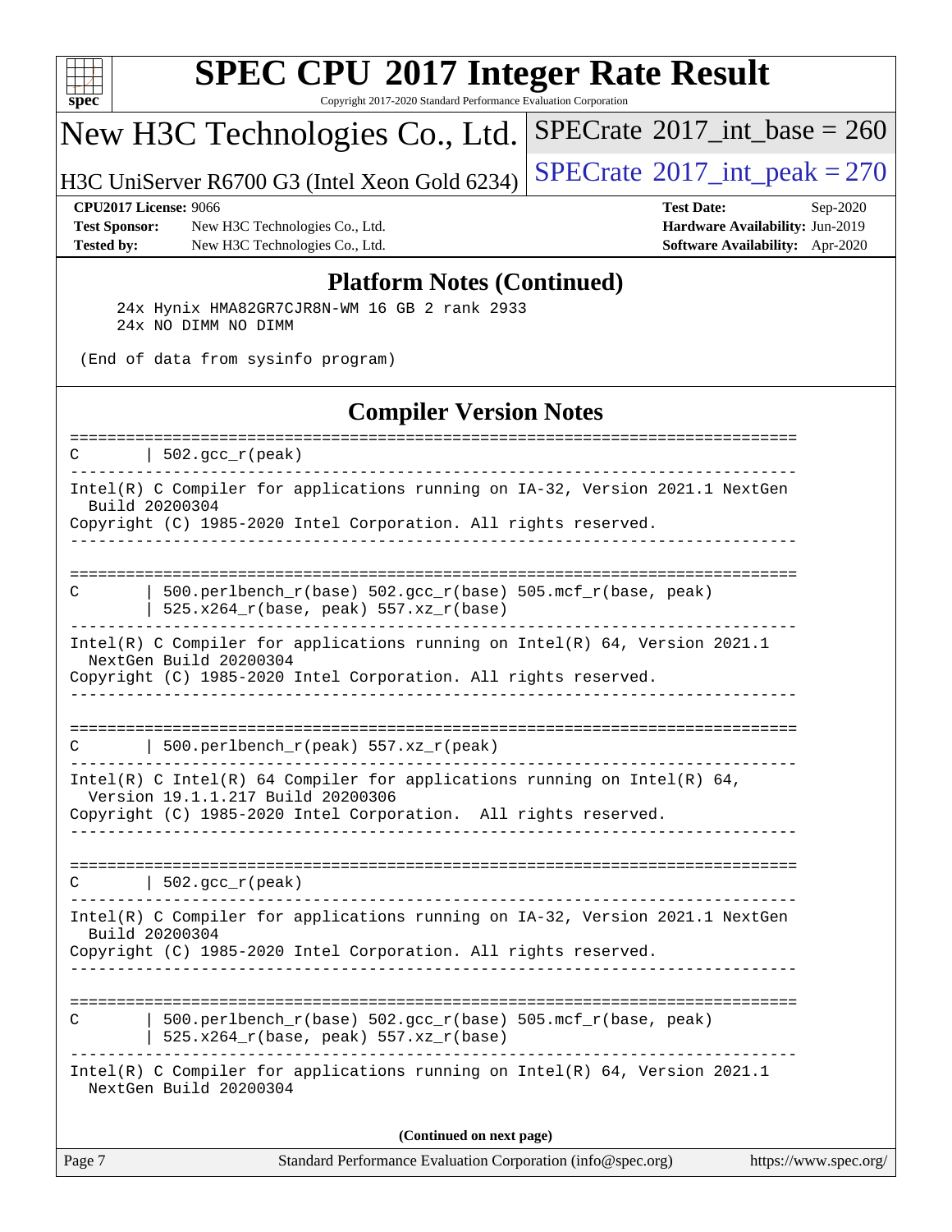## Platform Notes (Continued)

```
    24x Hynix HMA82GR7CJR8N-WM 16 GB 2 rank 2933
    24x NO DIMM NO DIMM

 (End of data from sysinfo program)
```

## Compiler Version Notes

```
==============================================================================
C       | 502.gcc_r(peak)
------------------------------------------------------------------------------
Intel(R) C Compiler for applications running on IA-32, Version 2021.1 NextGen
  Build 20200304
Copyright (C) 1985-2020 Intel Corporation. All rights reserved.
------------------------------------------------------------------------------

==============================================================================
C       | 500.perlbench_r(base) 502.gcc_r(base) 505.mcf_r(base, peak)
        | 525.x264_r(base, peak) 557.xz_r(base)
------------------------------------------------------------------------------
Intel(R) C Compiler for applications running on Intel(R) 64, Version 2021.1
  NextGen Build 20200304
Copyright (C) 1985-2020 Intel Corporation. All rights reserved.
------------------------------------------------------------------------------

==============================================================================
C       | 500.perlbench_r(peak) 557.xz_r(peak)
------------------------------------------------------------------------------
Intel(R) C Intel(R) 64 Compiler for applications running on Intel(R) 64,
  Version 19.1.1.217 Build 20200306
Copyright (C) 1985-2020 Intel Corporation.  All rights reserved.
------------------------------------------------------------------------------

==============================================================================
C       | 502.gcc_r(peak)
------------------------------------------------------------------------------
Intel(R) C Compiler for applications running on IA-32, Version 2021.1 NextGen
  Build 20200304
Copyright (C) 1985-2020 Intel Corporation. All rights reserved.
------------------------------------------------------------------------------

==============================================================================
C       | 500.perlbench_r(base) 502.gcc_r(base) 505.mcf_r(base, peak)
        | 525.x264_r(base, peak) 557.xz_r(base)
------------------------------------------------------------------------------
Intel(R) C Compiler for applications running on Intel(R) 64, Version 2021.1
  NextGen Build 20200304
```

**(Continued on next page)**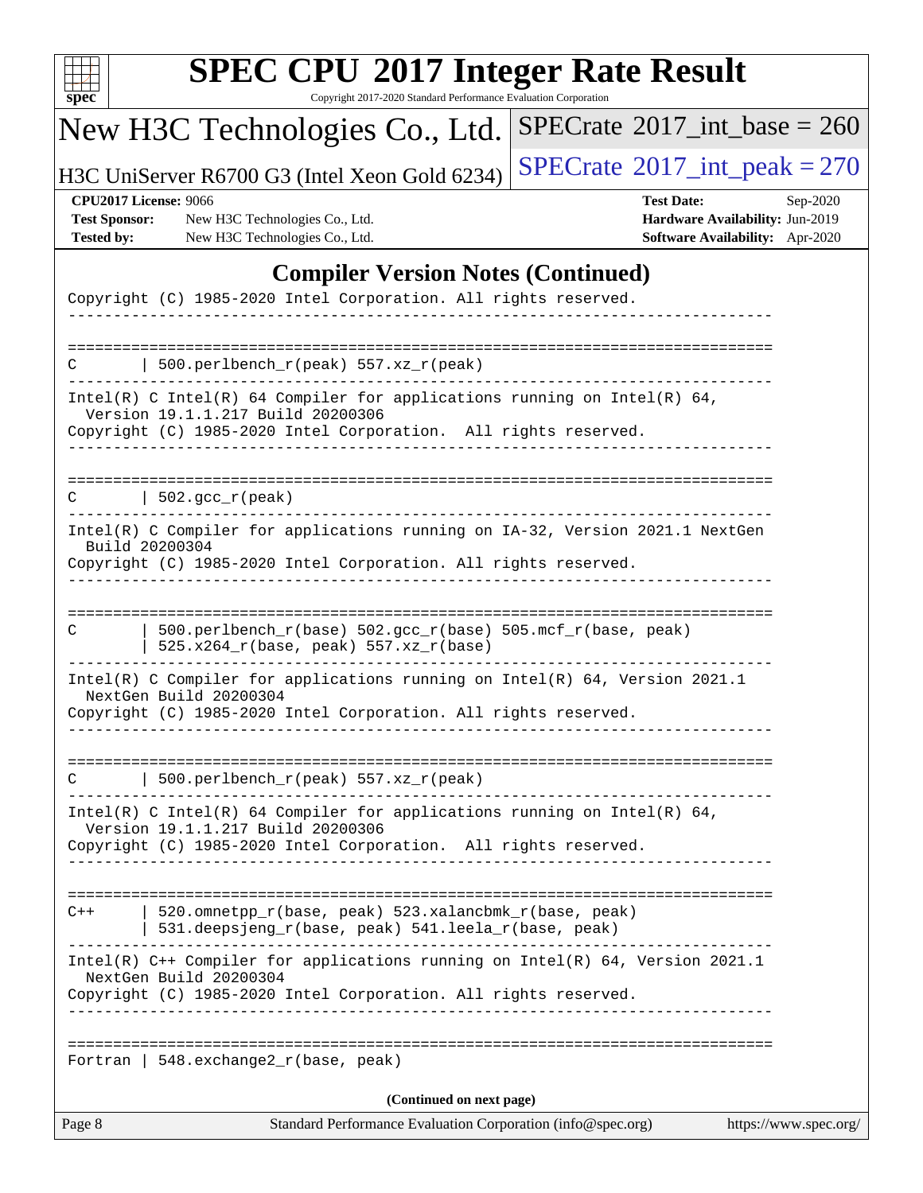## Compiler Version Notes (Continued)

```
Copyright (C) 1985-2020 Intel Corporation. All rights reserved.
------------------------------------------------------------------------------

==============================================================================
C       | 500.perlbench_r(peak) 557.xz_r(peak)
------------------------------------------------------------------------------
Intel(R) C Intel(R) 64 Compiler for applications running on Intel(R) 64,
  Version 19.1.1.217 Build 20200306
Copyright (C) 1985-2020 Intel Corporation.  All rights reserved.
------------------------------------------------------------------------------

==============================================================================
C       | 502.gcc_r(peak)
------------------------------------------------------------------------------
Intel(R) C Compiler for applications running on IA-32, Version 2021.1 NextGen
  Build 20200304
Copyright (C) 1985-2020 Intel Corporation. All rights reserved.
------------------------------------------------------------------------------

==============================================================================
C       | 500.perlbench_r(base) 502.gcc_r(base) 505.mcf_r(base, peak)
        | 525.x264_r(base, peak) 557.xz_r(base)
------------------------------------------------------------------------------
Intel(R) C Compiler for applications running on Intel(R) 64, Version 2021.1
  NextGen Build 20200304
Copyright (C) 1985-2020 Intel Corporation. All rights reserved.
------------------------------------------------------------------------------

==============================================================================
C       | 500.perlbench_r(peak) 557.xz_r(peak)
------------------------------------------------------------------------------
Intel(R) C Intel(R) 64 Compiler for applications running on Intel(R) 64,
  Version 19.1.1.217 Build 20200306
Copyright (C) 1985-2020 Intel Corporation.  All rights reserved.
------------------------------------------------------------------------------

==============================================================================
C++     | 520.omnetpp_r(base, peak) 523.xalancbmk_r(base, peak)
        | 531.deepsjeng_r(base, peak) 541.leela_r(base, peak)
------------------------------------------------------------------------------
Intel(R) C++ Compiler for applications running on Intel(R) 64, Version 2021.1
  NextGen Build 20200304
Copyright (C) 1985-2020 Intel Corporation. All rights reserved.
------------------------------------------------------------------------------

==============================================================================
Fortran | 548.exchange2_r(base, peak)
```

(Continued on next page)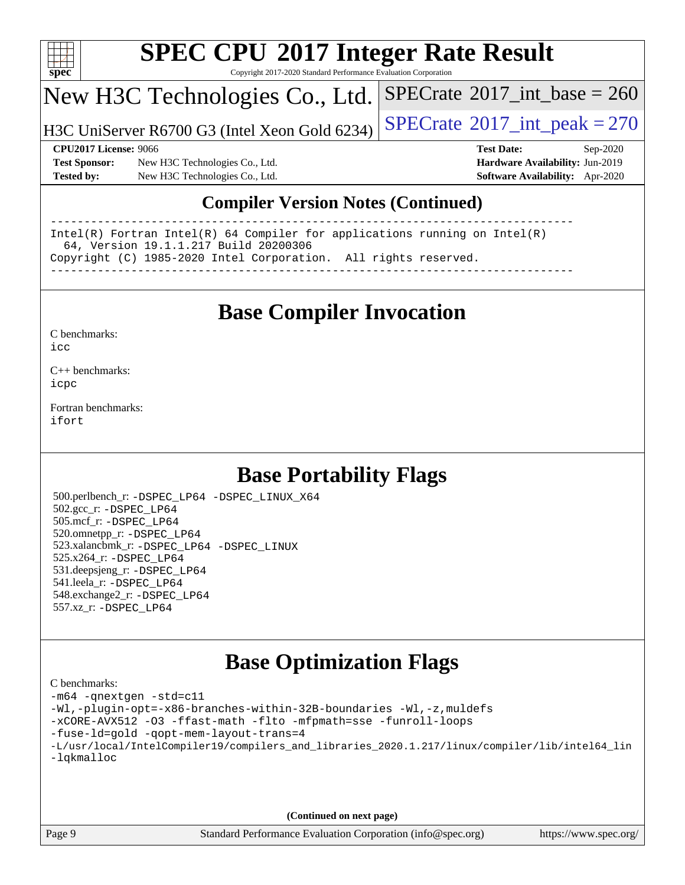## Compiler Version Notes (Continued)

```
------------------------------------------------------------------------------
Intel(R) Fortran Intel(R) 64 Compiler for applications running on Intel(R)
  64, Version 19.1.1.217 Build 20200306
Copyright (C) 1985-2020 Intel Corporation.  All rights reserved.
------------------------------------------------------------------------------
```

## Base Compiler Invocation

C benchmarks:
icc

C++ benchmarks:
icpc

Fortran benchmarks:
ifort

## Base Portability Flags

500.perlbench_r: -DSPEC_LP64 -DSPEC_LINUX_X64
502.gcc_r: -DSPEC_LP64
505.mcf_r: -DSPEC_LP64
520.omnetpp_r: -DSPEC_LP64
523.xalancbmk_r: -DSPEC_LP64 -DSPEC_LINUX
525.x264_r: -DSPEC_LP64
531.deepsjeng_r: -DSPEC_LP64
541.leela_r: -DSPEC_LP64
548.exchange2_r: -DSPEC_LP64
557.xz_r: -DSPEC_LP64

## Base Optimization Flags

C benchmarks:
-m64 -qnextgen -std=c11
-Wl,-plugin-opt=-x86-branches-within-32B-boundaries -Wl,-z,muldefs
-xCORE-AVX512 -O3 -ffast-math -flto -mfpmath=sse -funroll-loops
-fuse-ld=gold -qopt-mem-layout-trans=4
-L/usr/local/IntelCompiler19/compilers_and_libraries_2020.1.217/linux/compiler/lib/intel64_lin
-lqkmalloc

(Continued on next page)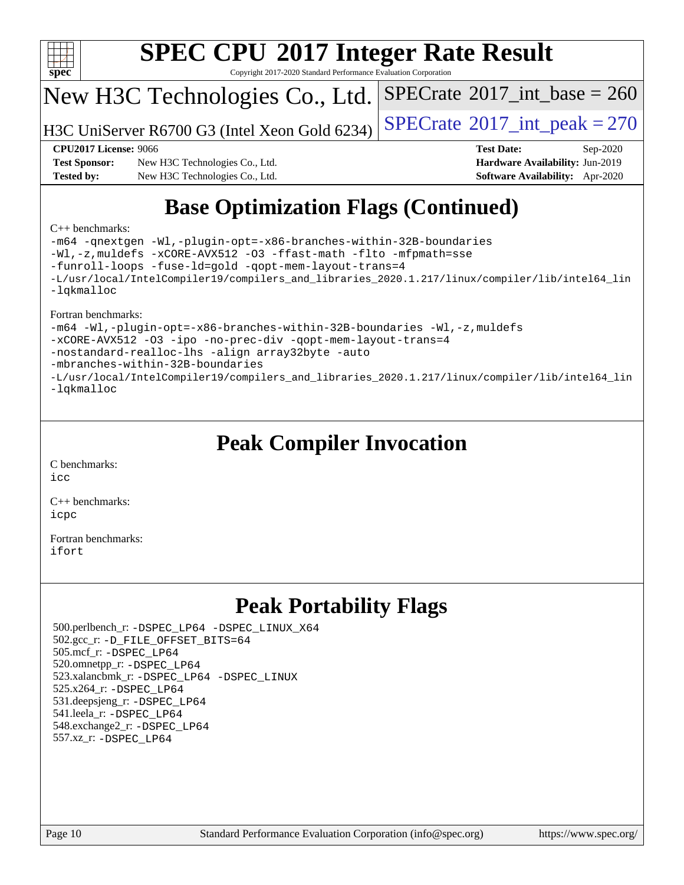# Base Optimization Flags (Continued)

C++ benchmarks:

```
-m64 -qnextgen -Wl,-plugin-opt=-x86-branches-within-32B-boundaries
-Wl,-z,muldefs -xCORE-AVX512 -O3 -ffast-math -flto -mfpmath=sse
-funroll-loops -fuse-ld=gold -qopt-mem-layout-trans=4
-L/usr/local/IntelCompiler19/compilers_and_libraries_2020.1.217/linux/compiler/lib/intel64_lin
-lqkmalloc
```

Fortran benchmarks:

```
-m64 -Wl,-plugin-opt=-x86-branches-within-32B-boundaries -Wl,-z,muldefs
-xCORE-AVX512 -O3 -ipo -no-prec-div -qopt-mem-layout-trans=4
-nostandard-realloc-lhs -align array32byte -auto
-mbranches-within-32B-boundaries
-L/usr/local/IntelCompiler19/compilers_and_libraries_2020.1.217/linux/compiler/lib/intel64_lin
-lqkmalloc
```

# Peak Compiler Invocation

C benchmarks:
icc

C++ benchmarks:
icpc

Fortran benchmarks:
ifort

# Peak Portability Flags

500.perlbench_r: -DSPEC_LP64 -DSPEC_LINUX_X64
502.gcc_r: -D_FILE_OFFSET_BITS=64
505.mcf_r: -DSPEC_LP64
520.omnetpp_r: -DSPEC_LP64
523.xalancbmk_r: -DSPEC_LP64 -DSPEC_LINUX
525.x264_r: -DSPEC_LP64
531.deepsjeng_r: -DSPEC_LP64
541.leela_r: -DSPEC_LP64
548.exchange2_r: -DSPEC_LP64
557.xz_r: -DSPEC_LP64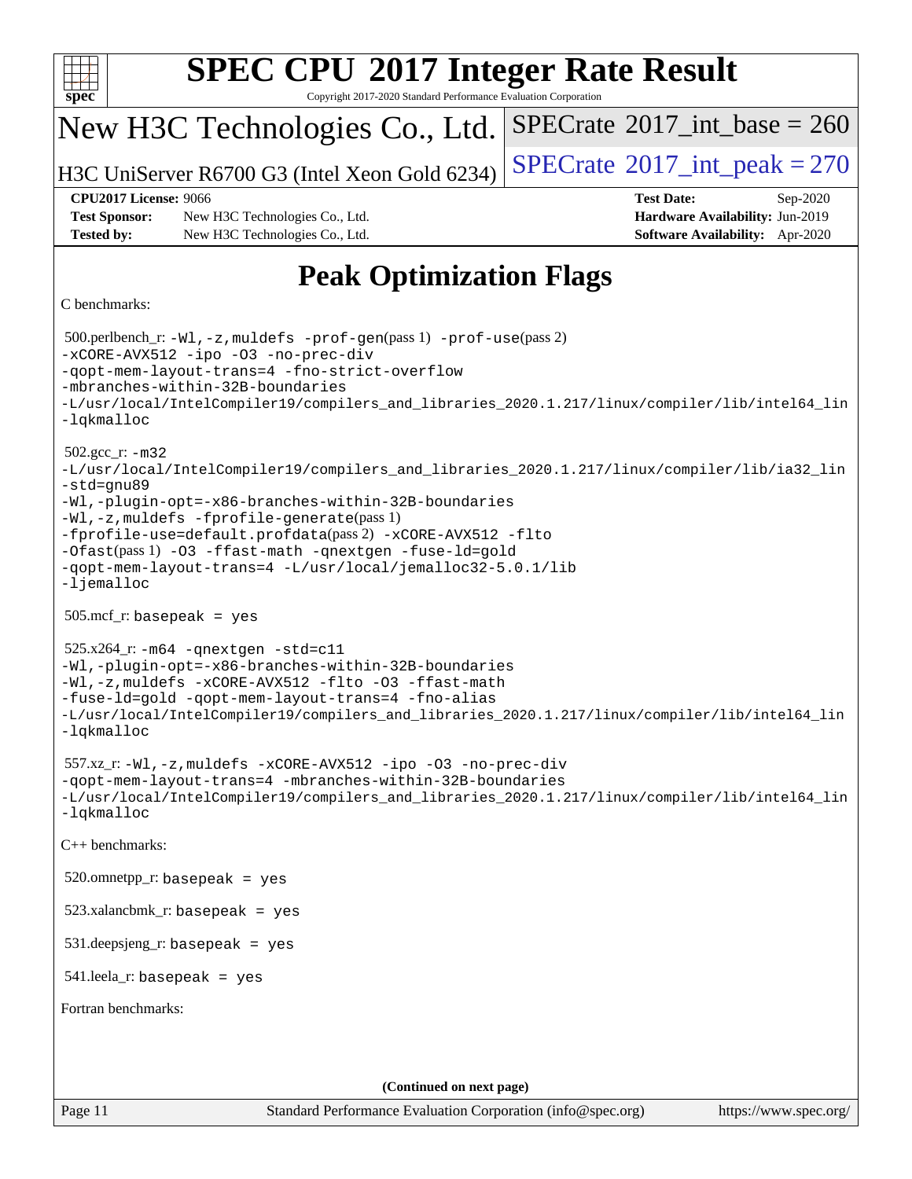# Peak Optimization Flags

C benchmarks:

500.perlbench_r: -Wl,-z,muldefs -prof-gen(pass 1) -prof-use(pass 2)
-xCORE-AVX512 -ipo -O3 -no-prec-div
-qopt-mem-layout-trans=4 -fno-strict-overflow
-mbranches-within-32B-boundaries
-L/usr/local/IntelCompiler19/compilers_and_libraries_2020.1.217/linux/compiler/lib/intel64_lin
-lqkmalloc

502.gcc_r: -m32
-L/usr/local/IntelCompiler19/compilers_and_libraries_2020.1.217/linux/compiler/lib/ia32_lin
-std=gnu89
-Wl,-plugin-opt=-x86-branches-within-32B-boundaries
-Wl,-z,muldefs -fprofile-generate(pass 1)
-fprofile-use=default.profdata(pass 2) -xCORE-AVX512 -flto
-Ofast(pass 1) -O3 -ffast-math -qnextgen -fuse-ld=gold
-qopt-mem-layout-trans=4 -L/usr/local/jemalloc32-5.0.1/lib
-ljemalloc

505.mcf_r: basepeak = yes

525.x264_r: -m64 -qnextgen -std=c11
-Wl,-plugin-opt=-x86-branches-within-32B-boundaries
-Wl,-z,muldefs -xCORE-AVX512 -flto -O3 -ffast-math
-fuse-ld=gold -qopt-mem-layout-trans=4 -fno-alias
-L/usr/local/IntelCompiler19/compilers_and_libraries_2020.1.217/linux/compiler/lib/intel64_lin
-lqkmalloc

557.xz_r: -Wl,-z,muldefs -xCORE-AVX512 -ipo -O3 -no-prec-div
-qopt-mem-layout-trans=4 -mbranches-within-32B-boundaries
-L/usr/local/IntelCompiler19/compilers_and_libraries_2020.1.217/linux/compiler/lib/intel64_lin
-lqkmalloc

C++ benchmarks:

520.omnetpp_r: basepeak = yes

523.xalancbmk_r: basepeak = yes

531.deepsjeng_r: basepeak = yes

541.leela_r: basepeak = yes

Fortran benchmarks:

(Continued on next page)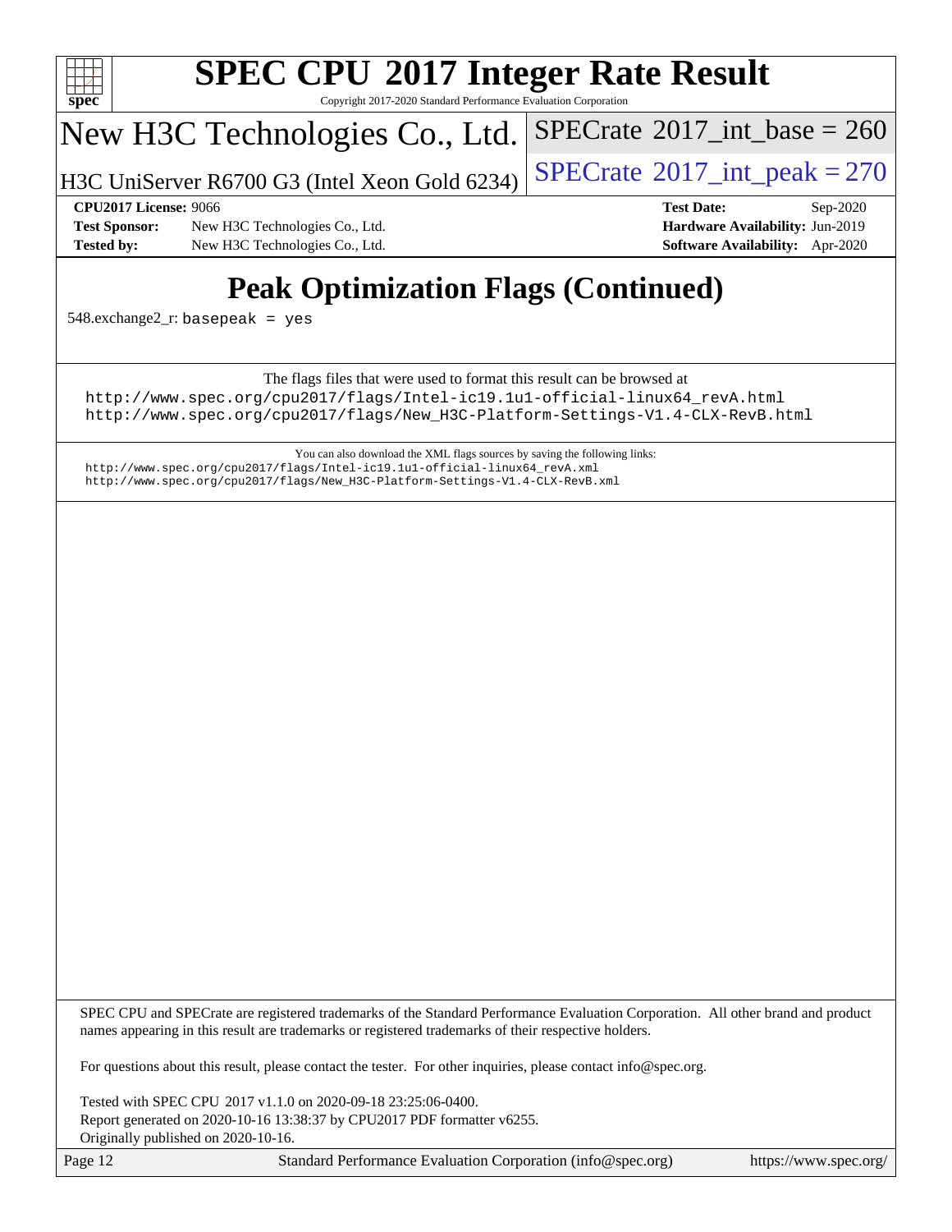# Peak Optimization Flags (Continued)

548.exchange2_r: basepeak = yes

The flags files that were used to format this result can be browsed at

http://www.spec.org/cpu2017/flags/Intel-ic19.1u1-official-linux64_revA.html
http://www.spec.org/cpu2017/flags/New_H3C-Platform-Settings-V1.4-CLX-RevB.html

You can also download the XML flags sources by saving the following links:

http://www.spec.org/cpu2017/flags/Intel-ic19.1u1-official-linux64_revA.xml
http://www.spec.org/cpu2017/flags/New_H3C-Platform-Settings-V1.4-CLX-RevB.xml

SPEC CPU and SPECrate are registered trademarks of the Standard Performance Evaluation Corporation. All other brand and product names appearing in this result are trademarks or registered trademarks of their respective holders.

For questions about this result, please contact the tester. For other inquiries, please contact info@spec.org.

Tested with SPEC CPU 2017 v1.1.0 on 2020-09-18 23:25:06-0400.
Report generated on 2020-10-16 13:38:37 by CPU2017 PDF formatter v6255.
Originally published on 2020-10-16.